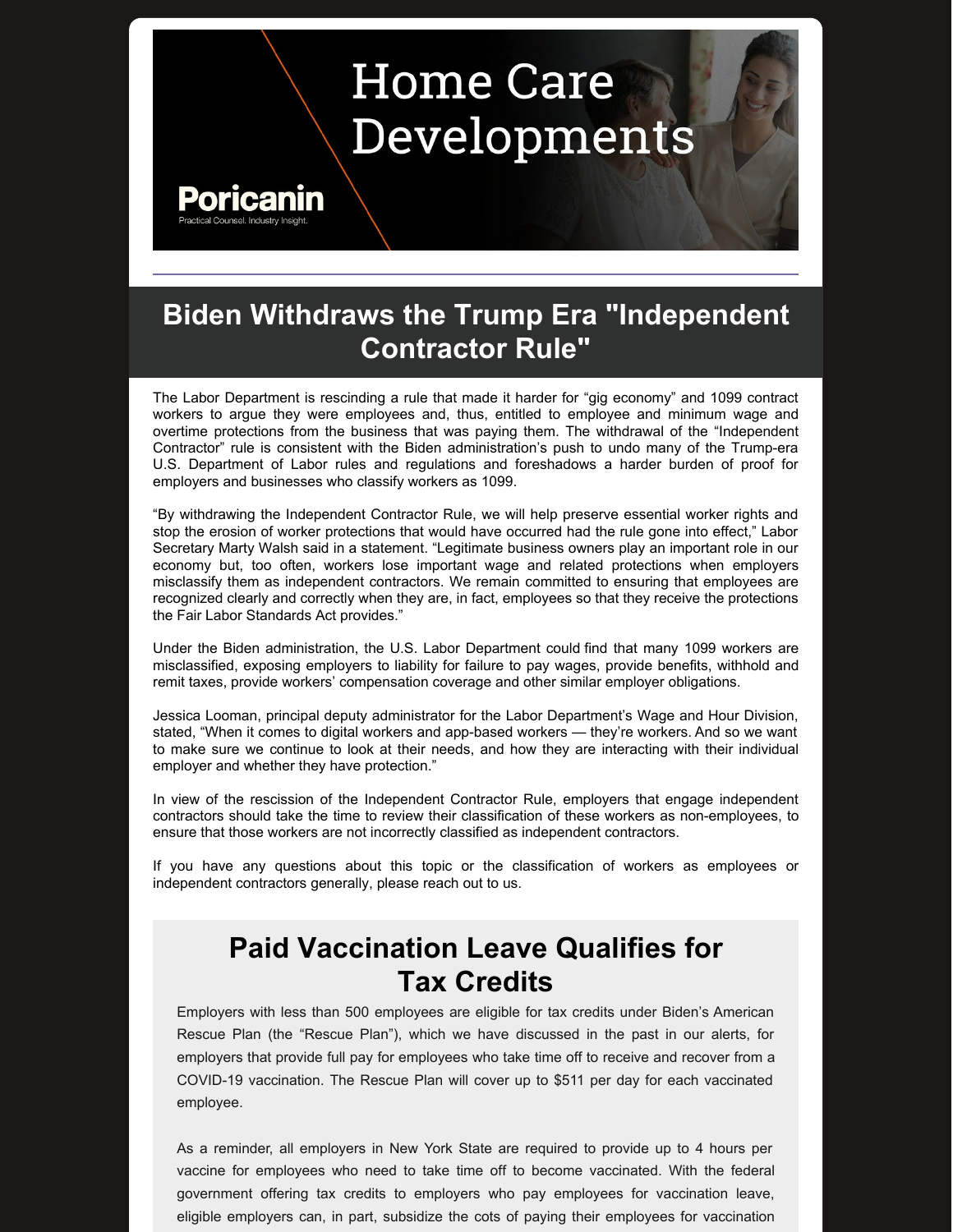# Home Care Developments

**Poricanin**

Practical Counsel. Industry Insight.

## Biden Withdraws the Trump Era "Independent Contractor Rule"

The Labor Department is rescinding a rule that made it harder for "gig economy" and 1099 contract workers to argue they were employees and, thus, entitled to employee and minimum wage and overtime protections from the business that was paying them. The withdrawal of the "Independent Contractor" rule is consistent with the Biden administration's push to undo many of the Trump-era U.S. Department of Labor rules and regulations and foreshadows a harder burden of proof for employers and businesses who classify workers as 1099.

"By withdrawing the Independent Contractor Rule, we will help preserve essential worker rights and stop the erosion of worker protections that would have occurred had the rule gone into effect," Labor Secretary Marty Walsh said in a statement. "Legitimate business owners play an important role in our economy but, too often, workers lose important wage and related protections when employers misclassify them as independent contractors. We remain committed to ensuring that employees are recognized clearly and correctly when they are, in fact, employees so that they receive the protections the Fair Labor Standards Act provides."

Under the Biden administration, the U.S. Labor Department could find that many 1099 workers are misclassified, exposing employers to liability for failure to pay wages, provide benefits, withhold and remit taxes, provide workers' compensation coverage and other similar employer obligations.

Jessica Looman, principal deputy administrator for the Labor Department's Wage and Hour Division, stated, "When it comes to digital workers and app-based workers — they're workers. And so we want to make sure we continue to look at their needs, and how they are interacting with their individual employer and whether they have protection."

In view of the rescission of the Independent Contractor Rule, employers that engage independent contractors should take the time to review their classification of these workers as non-employees, to ensure that those workers are not incorrectly classified as independent contractors.

If you have any questions about this topic or the classification of workers as employees or independent contractors generally, please reach out to us.

## Paid Vaccination Leave Qualifies for Tax Credits

Employers with less than 500 employees are eligible for tax credits under Biden's American Rescue Plan (the "Rescue Plan"), which we have discussed in the past in our alerts, for employers that provide full pay for employees who take time off to receive and recover from a COVID-19 vaccination. The Rescue Plan will cover up to $511 per day for each vaccinated employee.

As a reminder, all employers in New York State are required to provide up to 4 hours per vaccine for employees who need to take time off to become vaccinated. With the federal government offering tax credits to employers who pay employees for vaccination leave, eligible employers can, in part, subsidize the cots of paying their employees for vaccination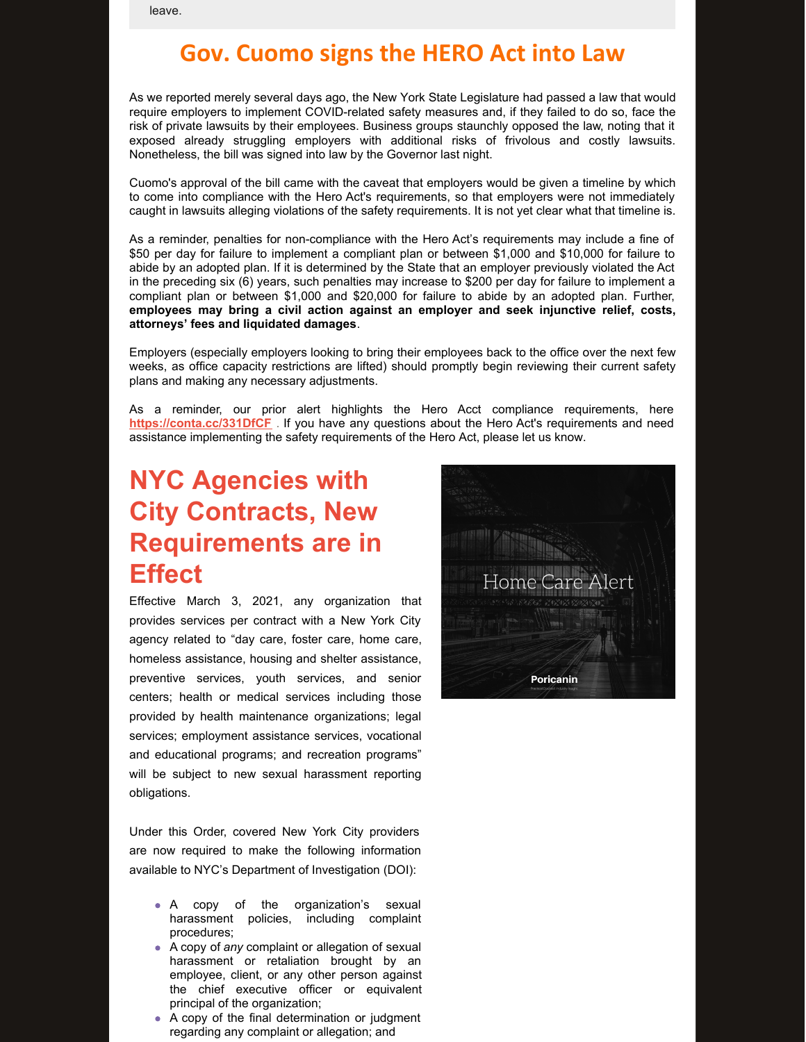leave.

## Gov. Cuomo signs the HERO Act into Law

As we reported merely several days ago, the New York State Legislature had passed a law that would require employers to implement COVID-related safety measures and, if they failed to do so, face the risk of private lawsuits by their employees. Business groups staunchly opposed the law, noting that it exposed already struggling employers with additional risks of frivolous and costly lawsuits. Nonetheless, the bill was signed into law by the Governor last night.

Cuomo's approval of the bill came with the caveat that employers would be given a timeline by which to come into compliance with the Hero Act's requirements, so that employers were not immediately caught in lawsuits alleging violations of the safety requirements. It is not yet clear what that timeline is.

As a reminder, penalties for non-compliance with the Hero Act's requirements may include a fine of $50 per day for failure to implement a compliant plan or between $1,000 and $10,000 for failure to abide by an adopted plan. If it is determined by the State that an employer previously violated the Act in the preceding six (6) years, such penalties may increase to $200 per day for failure to implement a compliant plan or between $1,000 and $20,000 for failure to abide by an adopted plan. Further, **employees may bring a civil action against an employer and seek injunctive relief, costs, attorneys' fees and liquidated damages**.

Employers (especially employers looking to bring their employees back to the office over the next few weeks, as office capacity restrictions are lifted) should promptly begin reviewing their current safety plans and making any necessary adjustments.

As a reminder, our prior alert highlights the Hero Acct compliance requirements, here **https://conta.cc/331DfCF** . If you have any questions about the Hero Act's requirements and need assistance implementing the safety requirements of the Hero Act, please let us know.

## NYC Agencies with City Contracts, New Requirements are in Effect

Home Care Alert

Poricanin

Effective March 3, 2021, any organization that provides services per contract with a New York City agency related to "day care, foster care, home care, homeless assistance, housing and shelter assistance, preventive services, youth services, and senior centers; health or medical services including those provided by health maintenance organizations; legal services; employment assistance services, vocational and educational programs; and recreation programs" will be subject to new sexual harassment reporting obligations.

Under this Order, covered New York City providers are now required to make the following information available to NYC's Department of Investigation (DOI):

- A copy of the organization's sexual harassment policies, including complaint procedures;
- A copy of *any* complaint or allegation of sexual harassment or retaliation brought by an employee, client, or any other person against the chief executive officer or equivalent principal of the organization;
- A copy of the final determination or judgment regarding any complaint or allegation; and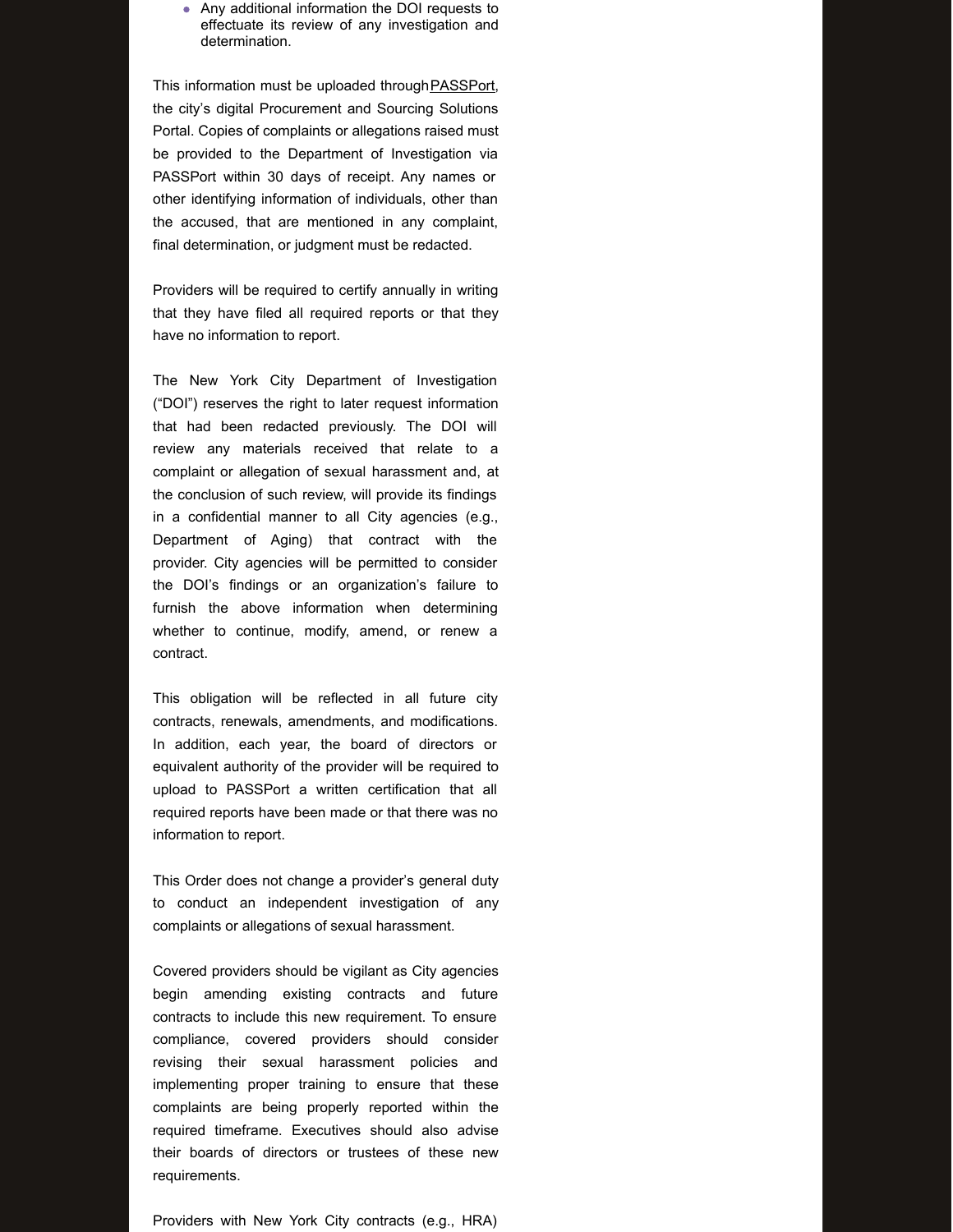- Any additional information the DOI requests to effectuate its review of any investigation and determination.

This information must be uploaded through PASSPort, the city's digital Procurement and Sourcing Solutions Portal. Copies of complaints or allegations raised must be provided to the Department of Investigation via PASSPort within 30 days of receipt. Any names or other identifying information of individuals, other than the accused, that are mentioned in any complaint, final determination, or judgment must be redacted.

Providers will be required to certify annually in writing that they have filed all required reports or that they have no information to report.

The New York City Department of Investigation ("DOI") reserves the right to later request information that had been redacted previously. The DOI will review any materials received that relate to a complaint or allegation of sexual harassment and, at the conclusion of such review, will provide its findings in a confidential manner to all City agencies (e.g., Department of Aging) that contract with the provider. City agencies will be permitted to consider the DOI's findings or an organization's failure to furnish the above information when determining whether to continue, modify, amend, or renew a contract.

This obligation will be reflected in all future city contracts, renewals, amendments, and modifications. In addition, each year, the board of directors or equivalent authority of the provider will be required to upload to PASSPort a written certification that all required reports have been made or that there was no information to report.

This Order does not change a provider's general duty to conduct an independent investigation of any complaints or allegations of sexual harassment.

Covered providers should be vigilant as City agencies begin amending existing contracts and future contracts to include this new requirement. To ensure compliance, covered providers should consider revising their sexual harassment policies and implementing proper training to ensure that these complaints are being properly reported within the required timeframe. Executives should also advise their boards of directors or trustees of these new requirements.

Providers with New York City contracts (e.g., HRA)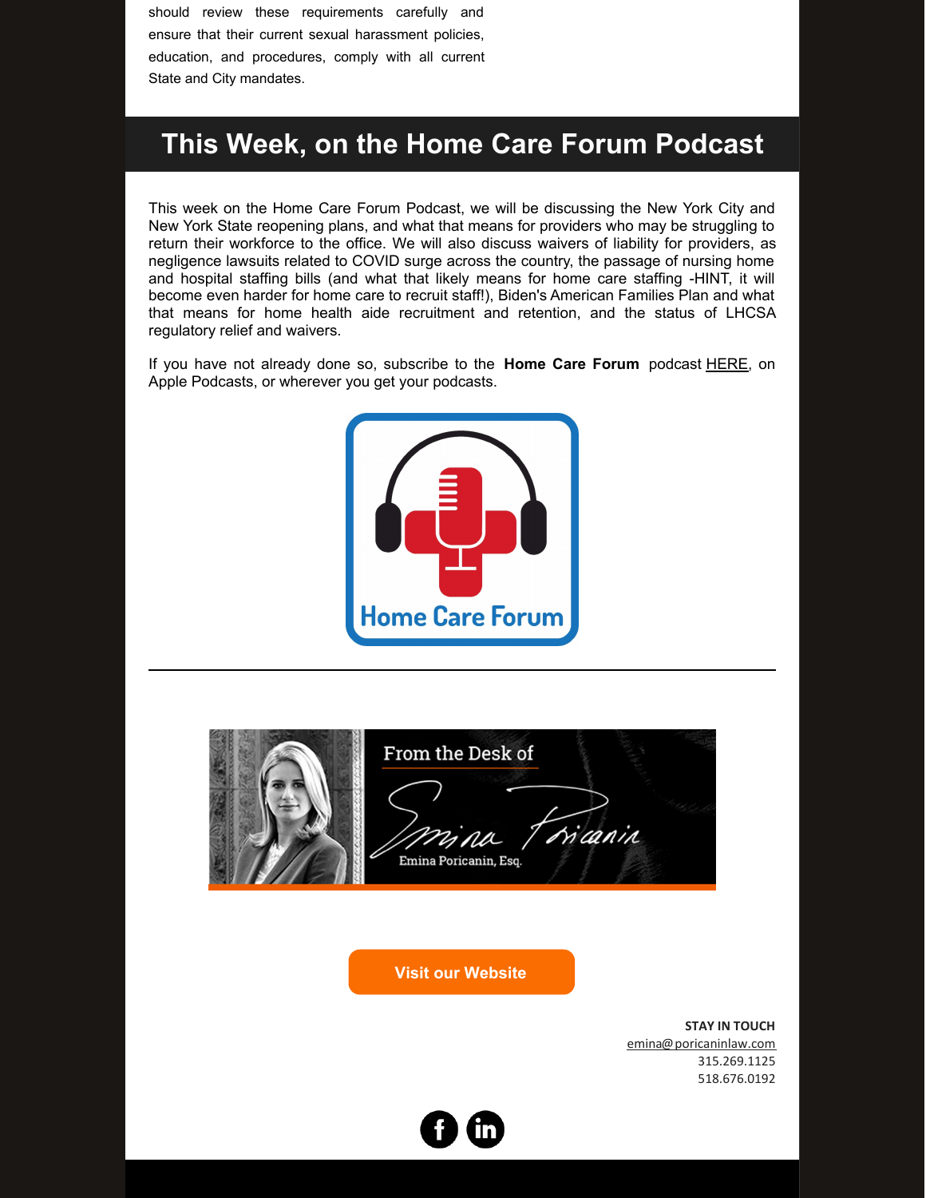should review these requirements carefully and ensure that their current sexual harassment policies, education, and procedures, comply with all current State and City mandates.

# This Week, on the Home Care Forum Podcast

This week on the Home Care Forum Podcast, we will be discussing the New York City and New York State reopening plans, and what that means for providers who may be struggling to return their workforce to the office. We will also discuss waivers of liability for providers, as negligence lawsuits related to COVID surge across the country, the passage of nursing home and hospital staffing bills (and what that likely means for home care staffing -HINT, it will become even harder for home care to recruit staff!), Biden's American Families Plan and what that means for home health aide recruitment and retention, and the status of LHCSA regulatory relief and waivers.

If you have not already done so, subscribe to the **Home Care Forum** podcast HERE, on Apple Podcasts, or wherever you get your podcasts.

Home Care Forum

---

From the Desk of

Emina Poricanin, Esq.

Visit our Website

**STAY IN TOUCH**

emina@poricaninlaw.com

315.269.1125

518.676.0192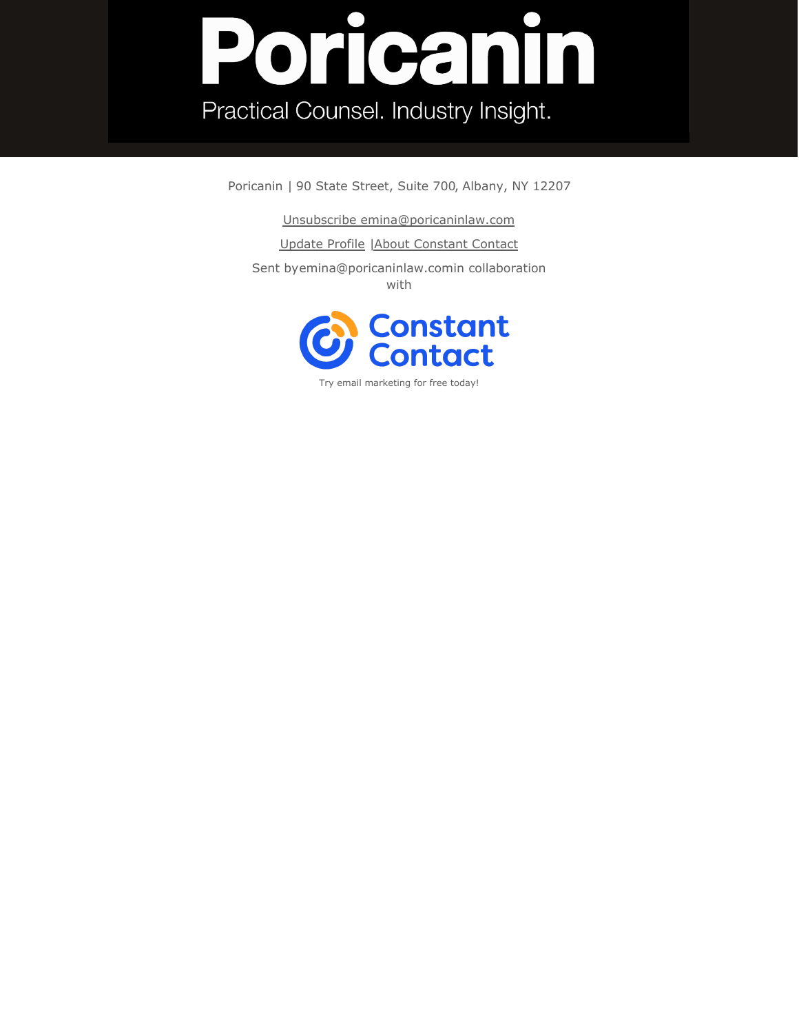# Poricanin

Practical Counsel. Industry Insight.

Poricanin | 90 State Street, Suite 700, Albany, NY 12207

Unsubscribe emina@poricaninlaw.com

Update Profile |About Constant Contact

Sent byemina@poricaninlaw.comin collaboration with

Constant Contact

Try email marketing for free today!